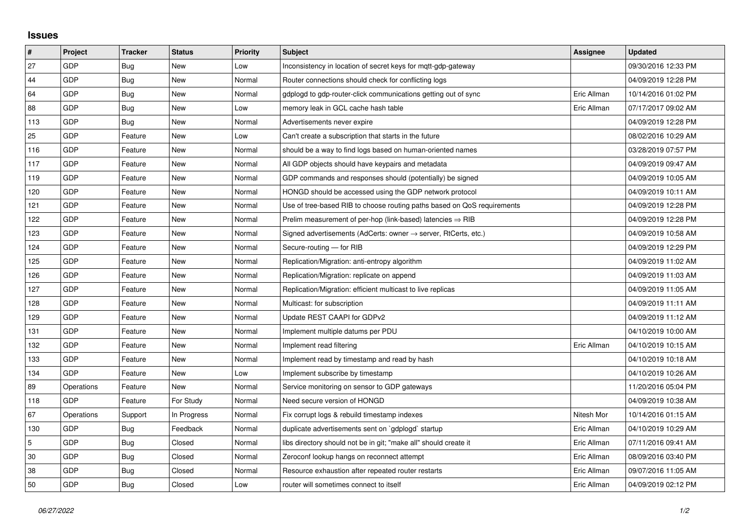# Issues

| # | Project | Tracker | Status | Priority | Subject | Assignee | Updated |
|---|---|---|---|---|---|---|---|
| 27 | GDP | Bug | New | Low | Inconsistency in location of secret keys for mqtt-gdp-gateway | | 09/30/2016 12:33 PM |
| 44 | GDP | Bug | New | Normal | Router connections should check for conflicting logs | | 04/09/2019 12:28 PM |
| 64 | GDP | Bug | New | Normal | gdplogd to gdp-router-click communications getting out of sync | Eric Allman | 10/14/2016 01:02 PM |
| 88 | GDP | Bug | New | Low | memory leak in GCL cache hash table | Eric Allman | 07/17/2017 09:02 AM |
| 113 | GDP | Bug | New | Normal | Advertisements never expire | | 04/09/2019 12:28 PM |
| 25 | GDP | Feature | New | Low | Can't create a subscription that starts in the future | | 08/02/2016 10:29 AM |
| 116 | GDP | Feature | New | Normal | should be a way to find logs based on human-oriented names | | 03/28/2019 07:57 PM |
| 117 | GDP | Feature | New | Normal | All GDP objects should have keypairs and metadata | | 04/09/2019 09:47 AM |
| 119 | GDP | Feature | New | Normal | GDP commands and responses should (potentially) be signed | | 04/09/2019 10:05 AM |
| 120 | GDP | Feature | New | Normal | HONGD should be accessed using the GDP network protocol | | 04/09/2019 10:11 AM |
| 121 | GDP | Feature | New | Normal | Use of tree-based RIB to choose routing paths based on QoS requirements | | 04/09/2019 12:28 PM |
| 122 | GDP | Feature | New | Normal | Prelim measurement of per-hop (link-based) latencies ⇒ RIB | | 04/09/2019 12:28 PM |
| 123 | GDP | Feature | New | Normal | Signed advertisements (AdCerts: owner → server, RtCerts, etc.) | | 04/09/2019 10:58 AM |
| 124 | GDP | Feature | New | Normal | Secure-routing — for RIB | | 04/09/2019 12:29 PM |
| 125 | GDP | Feature | New | Normal | Replication/Migration: anti-entropy algorithm | | 04/09/2019 11:02 AM |
| 126 | GDP | Feature | New | Normal | Replication/Migration: replicate on append | | 04/09/2019 11:03 AM |
| 127 | GDP | Feature | New | Normal | Replication/Migration: efficient multicast to live replicas | | 04/09/2019 11:05 AM |
| 128 | GDP | Feature | New | Normal | Multicast: for subscription | | 04/09/2019 11:11 AM |
| 129 | GDP | Feature | New | Normal | Update REST CAAPI for GDPv2 | | 04/09/2019 11:12 AM |
| 131 | GDP | Feature | New | Normal | Implement multiple datums per PDU | | 04/10/2019 10:00 AM |
| 132 | GDP | Feature | New | Normal | Implement read filtering | Eric Allman | 04/10/2019 10:15 AM |
| 133 | GDP | Feature | New | Normal | Implement read by timestamp and read by hash | | 04/10/2019 10:18 AM |
| 134 | GDP | Feature | New | Low | Implement subscribe by timestamp | | 04/10/2019 10:26 AM |
| 89 | Operations | Feature | New | Normal | Service monitoring on sensor to GDP gateways | | 11/20/2016 05:04 PM |
| 118 | GDP | Feature | For Study | Normal | Need secure version of HONGD | | 04/09/2019 10:38 AM |
| 67 | Operations | Support | In Progress | Normal | Fix corrupt logs & rebuild timestamp indexes | Nitesh Mor | 10/14/2016 01:15 AM |
| 130 | GDP | Bug | Feedback | Normal | duplicate advertisements sent on `gdplogd` startup | Eric Allman | 04/10/2019 10:29 AM |
| 5 | GDP | Bug | Closed | Normal | libs directory should not be in git; "make all" should create it | Eric Allman | 07/11/2016 09:41 AM |
| 30 | GDP | Bug | Closed | Normal | Zeroconf lookup hangs on reconnect attempt | Eric Allman | 08/09/2016 03:40 PM |
| 38 | GDP | Bug | Closed | Normal | Resource exhaustion after repeated router restarts | Eric Allman | 09/07/2016 11:05 AM |
| 50 | GDP | Bug | Closed | Low | router will sometimes connect to itself | Eric Allman | 04/09/2019 02:12 PM |

*06/27/2022*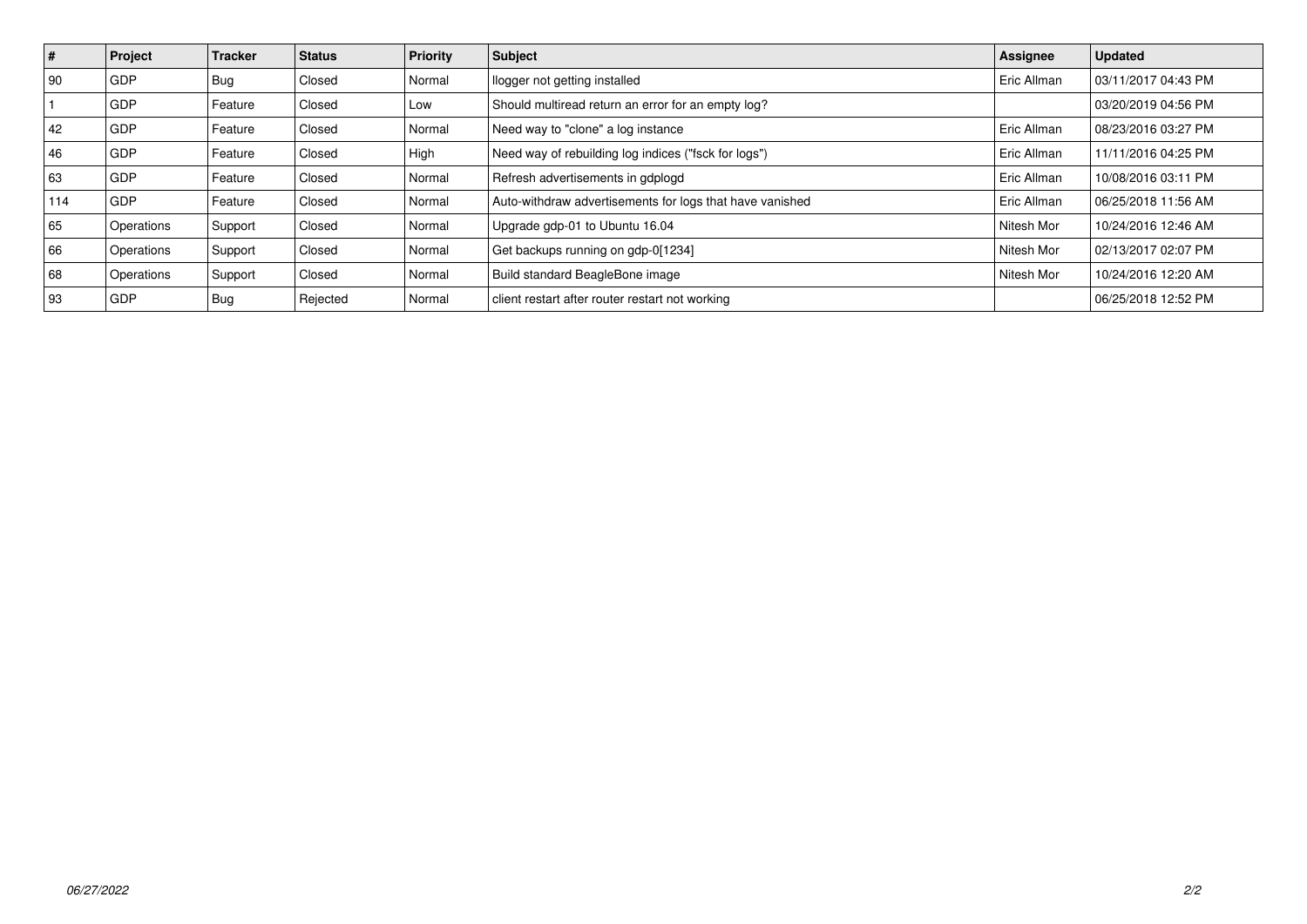| # | Project | Tracker | Status | Priority | Subject | Assignee | Updated |
|---|---|---|---|---|---|---|---|
| 90 | GDP | Bug | Closed | Normal | llogger not getting installed | Eric Allman | 03/11/2017 04:43 PM |
| 1 | GDP | Feature | Closed | Low | Should multiread return an error for an empty log? | | 03/20/2019 04:56 PM |
| 42 | GDP | Feature | Closed | Normal | Need way to "clone" a log instance | Eric Allman | 08/23/2016 03:27 PM |
| 46 | GDP | Feature | Closed | High | Need way of rebuilding log indices ("fsck for logs") | Eric Allman | 11/11/2016 04:25 PM |
| 63 | GDP | Feature | Closed | Normal | Refresh advertisements in gdplogd | Eric Allman | 10/08/2016 03:11 PM |
| 114 | GDP | Feature | Closed | Normal | Auto-withdraw advertisements for logs that have vanished | Eric Allman | 06/25/2018 11:56 AM |
| 65 | Operations | Support | Closed | Normal | Upgrade gdp-01 to Ubuntu 16.04 | Nitesh Mor | 10/24/2016 12:46 AM |
| 66 | Operations | Support | Closed | Normal | Get backups running on gdp-0[1234] | Nitesh Mor | 02/13/2017 02:07 PM |
| 68 | Operations | Support | Closed | Normal | Build standard BeagleBone image | Nitesh Mor | 10/24/2016 12:20 AM |
| 93 | GDP | Bug | Rejected | Normal | client restart after router restart not working | | 06/25/2018 12:52 PM |

*06/27/2022*